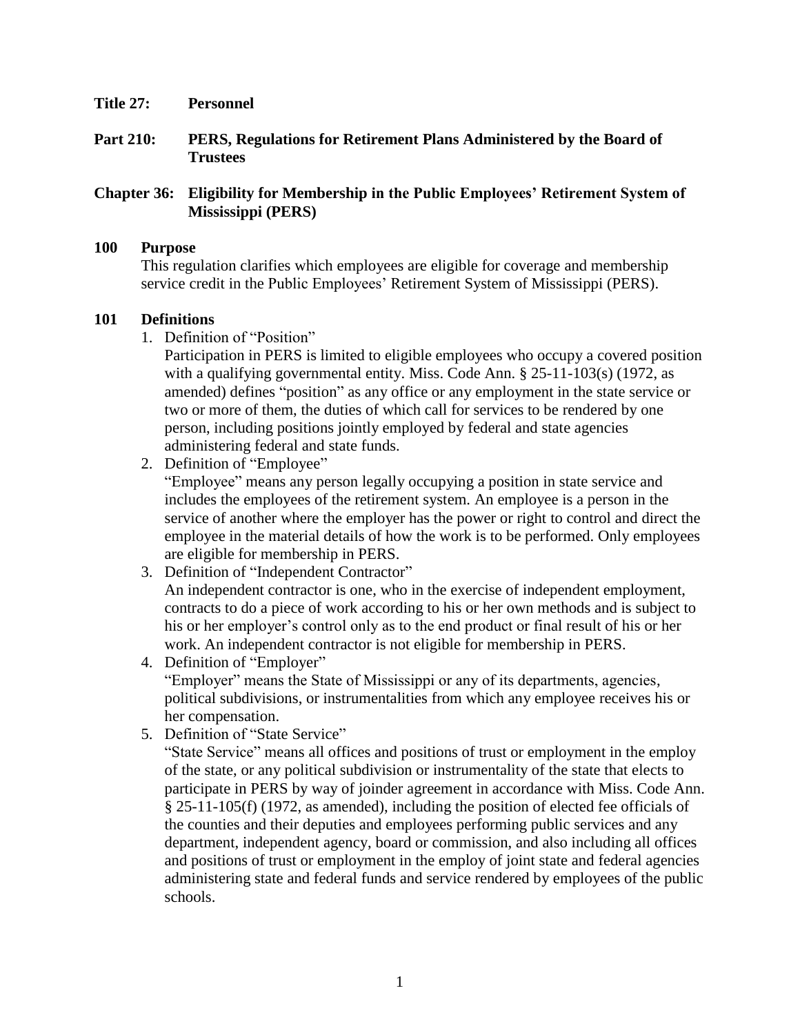**Title 27: Personnel**

**Part 210: PERS, Regulations for Retirement Plans Administered by the Board of Trustees**

**Chapter 36: Eligibility for Membership in the Public Employees' Retirement System of Mississippi (PERS)**

**100 Purpose**

This regulation clarifies which employees are eligible for coverage and membership service credit in the Public Employees' Retirement System of Mississippi (PERS).

**101 Definitions**

1. Definition of "Position"
   Participation in PERS is limited to eligible employees who occupy a covered position with a qualifying governmental entity. Miss. Code Ann. § 25-11-103(s) (1972, as amended) defines "position" as any office or any employment in the state service or two or more of them, the duties of which call for services to be rendered by one person, including positions jointly employed by federal and state agencies administering federal and state funds.
2. Definition of "Employee"
   "Employee" means any person legally occupying a position in state service and includes the employees of the retirement system. An employee is a person in the service of another where the employer has the power or right to control and direct the employee in the material details of how the work is to be performed. Only employees are eligible for membership in PERS.
3. Definition of "Independent Contractor"
   An independent contractor is one, who in the exercise of independent employment, contracts to do a piece of work according to his or her own methods and is subject to his or her employer's control only as to the end product or final result of his or her work. An independent contractor is not eligible for membership in PERS.
4. Definition of "Employer"
   "Employer" means the State of Mississippi or any of its departments, agencies, political subdivisions, or instrumentalities from which any employee receives his or her compensation.
5. Definition of "State Service"
   "State Service" means all offices and positions of trust or employment in the employ of the state, or any political subdivision or instrumentality of the state that elects to participate in PERS by way of joinder agreement in accordance with Miss. Code Ann. § 25-11-105(f) (1972, as amended), including the position of elected fee officials of the counties and their deputies and employees performing public services and any department, independent agency, board or commission, and also including all offices and positions of trust or employment in the employ of joint state and federal agencies administering state and federal funds and service rendered by employees of the public schools.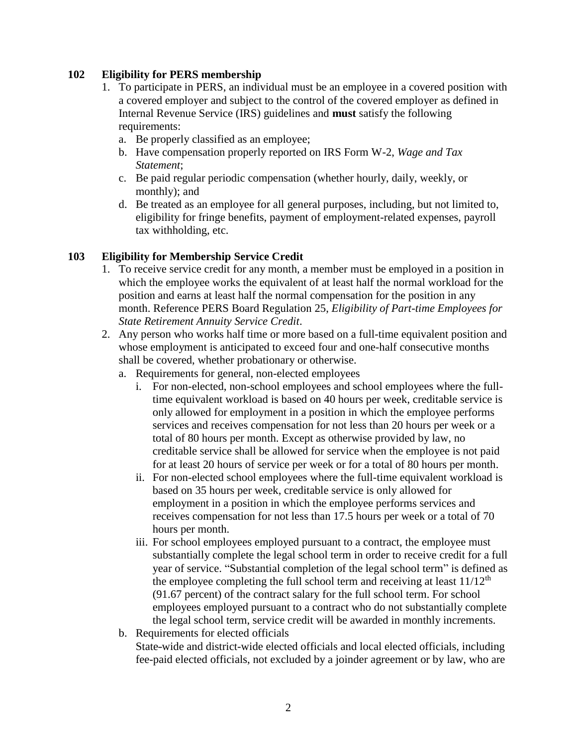## 102 Eligibility for PERS membership

1. To participate in PERS, an individual must be an employee in a covered position with a covered employer and subject to the control of the covered employer as defined in Internal Revenue Service (IRS) guidelines and **must** satisfy the following requirements:
   a. Be properly classified as an employee;
   b. Have compensation properly reported on IRS Form W-2, *Wage and Tax Statement*;
   c. Be paid regular periodic compensation (whether hourly, daily, weekly, or monthly); and
   d. Be treated as an employee for all general purposes, including, but not limited to, eligibility for fringe benefits, payment of employment-related expenses, payroll tax withholding, etc.

## 103 Eligibility for Membership Service Credit

1. To receive service credit for any month, a member must be employed in a position in which the employee works the equivalent of at least half the normal workload for the position and earns at least half the normal compensation for the position in any month. Reference PERS Board Regulation 25, *Eligibility of Part-time Employees for State Retirement Annuity Service Credit*.
2. Any person who works half time or more based on a full-time equivalent position and whose employment is anticipated to exceed four and one-half consecutive months shall be covered, whether probationary or otherwise.
   a. Requirements for general, non-elected employees
      i. For non-elected, non-school employees and school employees where the full-time equivalent workload is based on 40 hours per week, creditable service is only allowed for employment in a position in which the employee performs services and receives compensation for not less than 20 hours per week or a total of 80 hours per month. Except as otherwise provided by law, no creditable service shall be allowed for service when the employee is not paid for at least 20 hours of service per week or for a total of 80 hours per month.
      ii. For non-elected school employees where the full-time equivalent workload is based on 35 hours per week, creditable service is only allowed for employment in a position in which the employee performs services and receives compensation for not less than 17.5 hours per week or a total of 70 hours per month.
      iii. For school employees employed pursuant to a contract, the employee must substantially complete the legal school term in order to receive credit for a full year of service. "Substantial completion of the legal school term" is defined as the employee completing the full school term and receiving at least $11/12^{th}$ (91.67 percent) of the contract salary for the full school term. For school employees employed pursuant to a contract who do not substantially complete the legal school term, service credit will be awarded in monthly increments.
   b. Requirements for elected officials
      State-wide and district-wide elected officials and local elected officials, including fee-paid elected officials, not excluded by a joinder agreement or by law, who are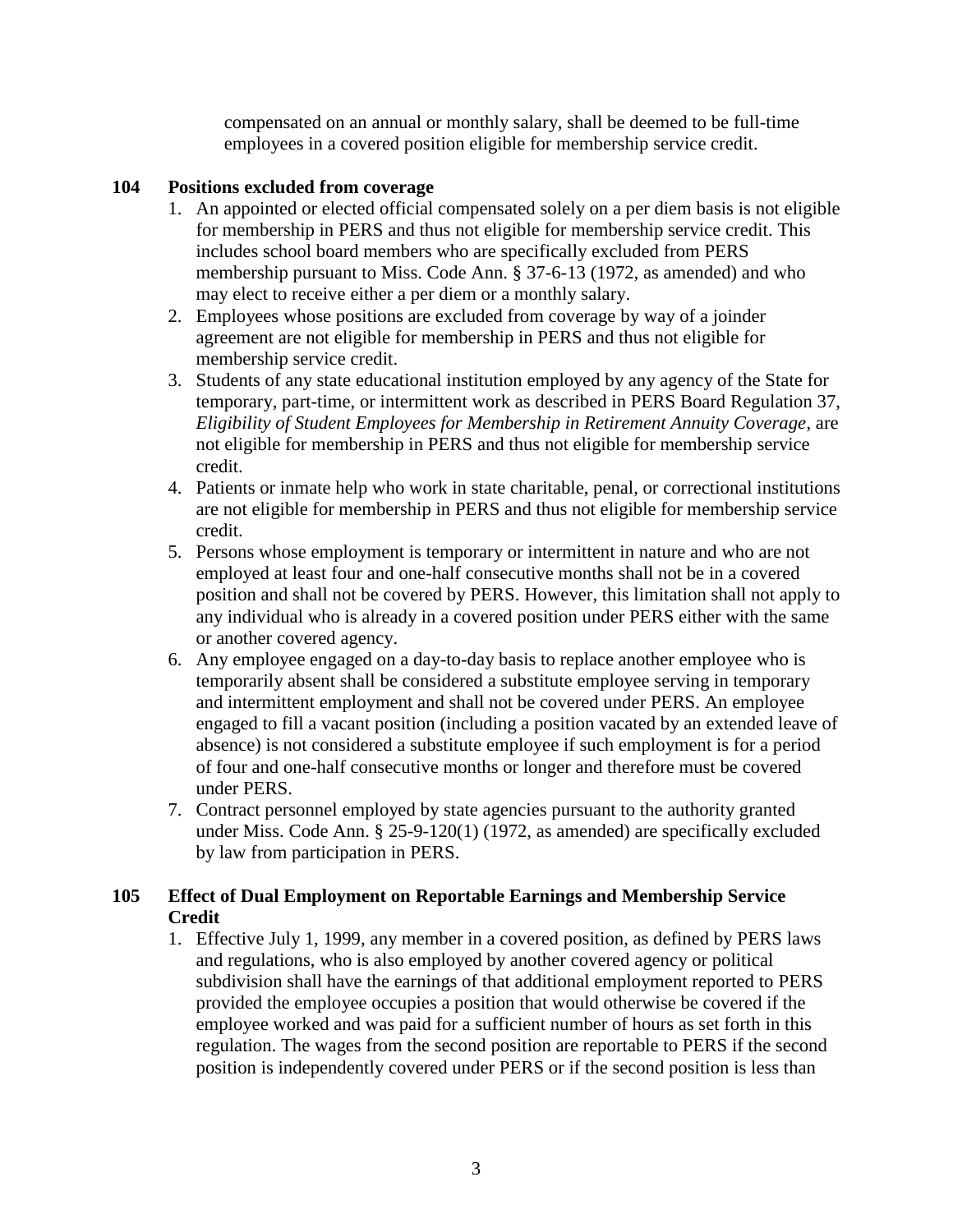compensated on an annual or monthly salary, shall be deemed to be full-time employees in a covered position eligible for membership service credit.

### 104 Positions excluded from coverage

1. An appointed or elected official compensated solely on a per diem basis is not eligible for membership in PERS and thus not eligible for membership service credit. This includes school board members who are specifically excluded from PERS membership pursuant to Miss. Code Ann. § 37-6-13 (1972, as amended) and who may elect to receive either a per diem or a monthly salary.
2. Employees whose positions are excluded from coverage by way of a joinder agreement are not eligible for membership in PERS and thus not eligible for membership service credit.
3. Students of any state educational institution employed by any agency of the State for temporary, part-time, or intermittent work as described in PERS Board Regulation 37, *Eligibility of Student Employees for Membership in Retirement Annuity Coverage*, are not eligible for membership in PERS and thus not eligible for membership service credit.
4. Patients or inmate help who work in state charitable, penal, or correctional institutions are not eligible for membership in PERS and thus not eligible for membership service credit.
5. Persons whose employment is temporary or intermittent in nature and who are not employed at least four and one-half consecutive months shall not be in a covered position and shall not be covered by PERS. However, this limitation shall not apply to any individual who is already in a covered position under PERS either with the same or another covered agency.
6. Any employee engaged on a day-to-day basis to replace another employee who is temporarily absent shall be considered a substitute employee serving in temporary and intermittent employment and shall not be covered under PERS. An employee engaged to fill a vacant position (including a position vacated by an extended leave of absence) is not considered a substitute employee if such employment is for a period of four and one-half consecutive months or longer and therefore must be covered under PERS.
7. Contract personnel employed by state agencies pursuant to the authority granted under Miss. Code Ann. § 25-9-120(1) (1972, as amended) are specifically excluded by law from participation in PERS.

### 105 Effect of Dual Employment on Reportable Earnings and Membership Service Credit

1. Effective July 1, 1999, any member in a covered position, as defined by PERS laws and regulations, who is also employed by another covered agency or political subdivision shall have the earnings of that additional employment reported to PERS provided the employee occupies a position that would otherwise be covered if the employee worked and was paid for a sufficient number of hours as set forth in this regulation. The wages from the second position are reportable to PERS if the second position is independently covered under PERS or if the second position is less than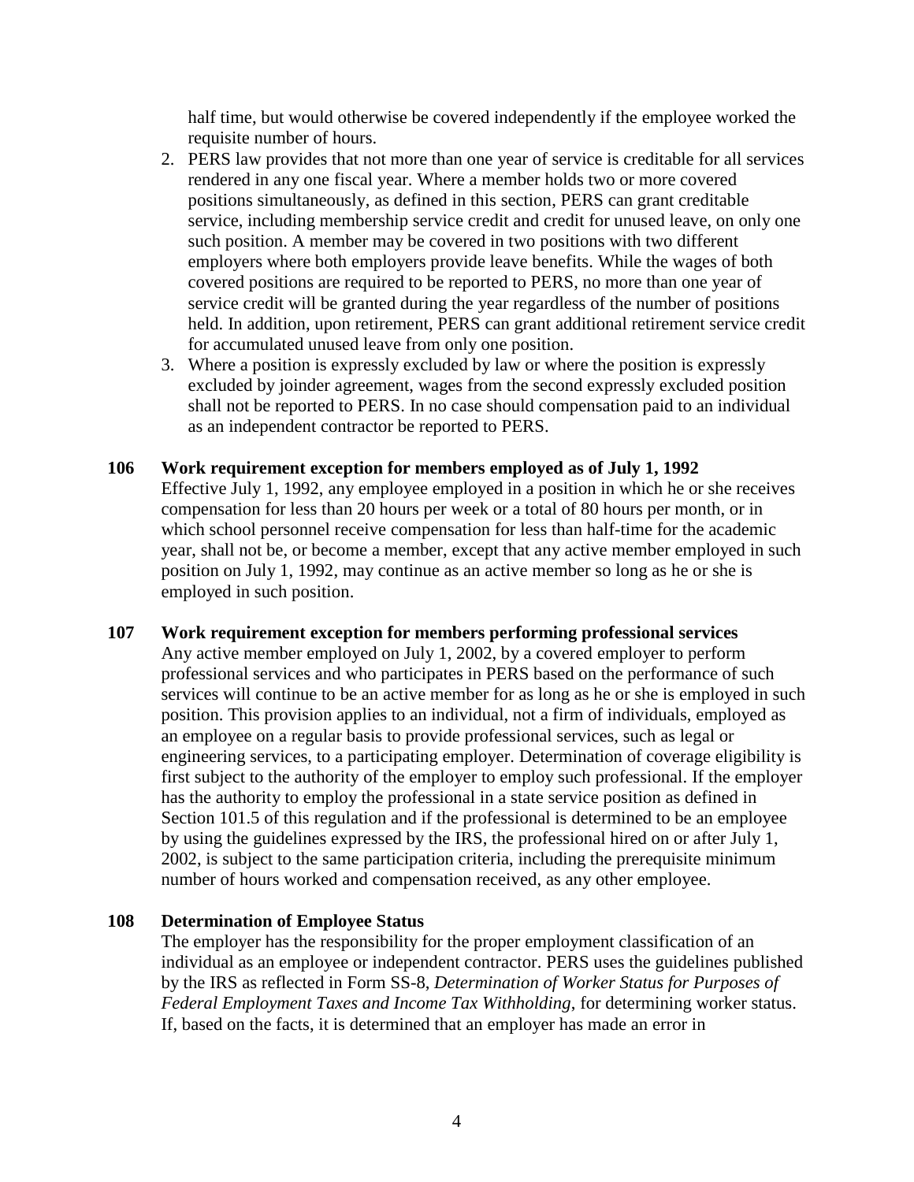half time, but would otherwise be covered independently if the employee worked the requisite number of hours.

2. PERS law provides that not more than one year of service is creditable for all services rendered in any one fiscal year. Where a member holds two or more covered positions simultaneously, as defined in this section, PERS can grant creditable service, including membership service credit and credit for unused leave, on only one such position. A member may be covered in two positions with two different employers where both employers provide leave benefits. While the wages of both covered positions are required to be reported to PERS, no more than one year of service credit will be granted during the year regardless of the number of positions held. In addition, upon retirement, PERS can grant additional retirement service credit for accumulated unused leave from only one position.
3. Where a position is expressly excluded by law or where the position is expressly excluded by joinder agreement, wages from the second expressly excluded position shall not be reported to PERS. In no case should compensation paid to an individual as an independent contractor be reported to PERS.

**106 Work requirement exception for members employed as of July 1, 1992**

Effective July 1, 1992, any employee employed in a position in which he or she receives compensation for less than 20 hours per week or a total of 80 hours per month, or in which school personnel receive compensation for less than half-time for the academic year, shall not be, or become a member, except that any active member employed in such position on July 1, 1992, may continue as an active member so long as he or she is employed in such position.

**107 Work requirement exception for members performing professional services**

Any active member employed on July 1, 2002, by a covered employer to perform professional services and who participates in PERS based on the performance of such services will continue to be an active member for as long as he or she is employed in such position. This provision applies to an individual, not a firm of individuals, employed as an employee on a regular basis to provide professional services, such as legal or engineering services, to a participating employer. Determination of coverage eligibility is first subject to the authority of the employer to employ such professional. If the employer has the authority to employ the professional in a state service position as defined in Section 101.5 of this regulation and if the professional is determined to be an employee by using the guidelines expressed by the IRS, the professional hired on or after July 1, 2002, is subject to the same participation criteria, including the prerequisite minimum number of hours worked and compensation received, as any other employee.

**108 Determination of Employee Status**

The employer has the responsibility for the proper employment classification of an individual as an employee or independent contractor. PERS uses the guidelines published by the IRS as reflected in Form SS-8, *Determination of Worker Status for Purposes of Federal Employment Taxes and Income Tax Withholding,* for determining worker status. If, based on the facts, it is determined that an employer has made an error in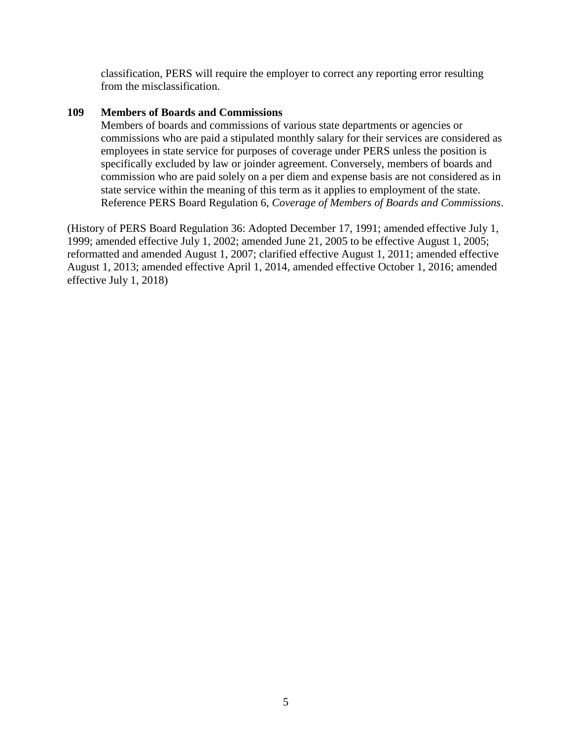classification, PERS will require the employer to correct any reporting error resulting from the misclassification.

### 109 Members of Boards and Commissions

Members of boards and commissions of various state departments or agencies or commissions who are paid a stipulated monthly salary for their services are considered as employees in state service for purposes of coverage under PERS unless the position is specifically excluded by law or joinder agreement. Conversely, members of boards and commission who are paid solely on a per diem and expense basis are not considered as in state service within the meaning of this term as it applies to employment of the state. Reference PERS Board Regulation 6, *Coverage of Members of Boards and Commissions*.

(History of PERS Board Regulation 36: Adopted December 17, 1991; amended effective July 1, 1999; amended effective July 1, 2002; amended June 21, 2005 to be effective August 1, 2005; reformatted and amended August 1, 2007; clarified effective August 1, 2011; amended effective August 1, 2013; amended effective April 1, 2014, amended effective October 1, 2016; amended effective July 1, 2018)